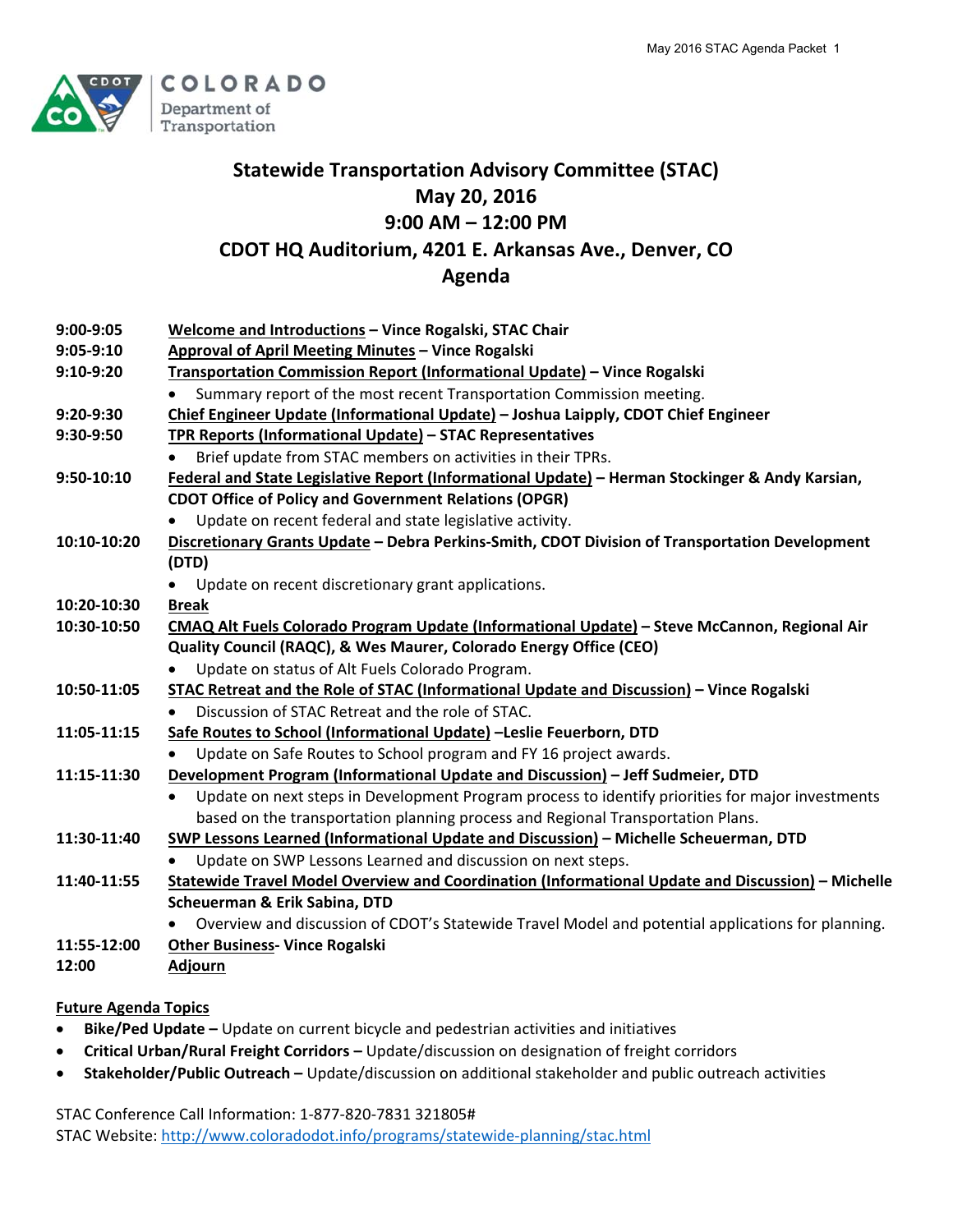# Statewide Transportation Advisory Committee (STAC)

## May 20, 2016

## 9:00 AM – 12:00 PM

## CDOT HQ Auditorium, 4201 E. Arkansas Ave., Denver, CO

## Agenda

**9:00-9:05** — **Welcome and Introductions – Vince Rogalski, STAC Chair**

**9:05-9:10** — **Approval of April Meeting Minutes – Vince Rogalski**

**9:10-9:20** — **Transportation Commission Report (Informational Update) – Vince Rogalski**
- Summary report of the most recent Transportation Commission meeting.

**9:20-9:30** — **Chief Engineer Update (Informational Update) – Joshua Laipply, CDOT Chief Engineer**

**9:30-9:50** — **TPR Reports (Informational Update) – STAC Representatives**
- Brief update from STAC members on activities in their TPRs.

**9:50-10:10** — **Federal and State Legislative Report (Informational Update) – Herman Stockinger & Andy Karsian, CDOT Office of Policy and Government Relations (OPGR)**
- Update on recent federal and state legislative activity.

**10:10-10:20** — **Discretionary Grants Update – Debra Perkins-Smith, CDOT Division of Transportation Development (DTD)**
- Update on recent discretionary grant applications.

**10:20-10:30** — **Break**

**10:30-10:50** — **CMAQ Alt Fuels Colorado Program Update (Informational Update) – Steve McCannon, Regional Air Quality Council (RAQC), & Wes Maurer, Colorado Energy Office (CEO)**
- Update on status of Alt Fuels Colorado Program.

**10:50-11:05** — **STAC Retreat and the Role of STAC (Informational Update and Discussion) – Vince Rogalski**
- Discussion of STAC Retreat and the role of STAC.

**11:05-11:15** — **Safe Routes to School (Informational Update) –Leslie Feuerborn, DTD**
- Update on Safe Routes to School program and FY 16 project awards.

**11:15-11:30** — **Development Program (Informational Update and Discussion) – Jeff Sudmeier, DTD**
- Update on next steps in Development Program process to identify priorities for major investments based on the transportation planning process and Regional Transportation Plans.

**11:30-11:40** — **SWP Lessons Learned (Informational Update and Discussion) – Michelle Scheuerman, DTD**
- Update on SWP Lessons Learned and discussion on next steps.

**11:40-11:55** — **Statewide Travel Model Overview and Coordination (Informational Update and Discussion) – Michelle Scheuerman & Erik Sabina, DTD**
- Overview and discussion of CDOT's Statewide Travel Model and potential applications for planning.

**11:55-12:00** — **Other Business- Vince Rogalski**

**12:00** — **Adjourn**

### Future Agenda Topics

- **Bike/Ped Update –** Update on current bicycle and pedestrian activities and initiatives
- **Critical Urban/Rural Freight Corridors –** Update/discussion on designation of freight corridors
- **Stakeholder/Public Outreach –** Update/discussion on additional stakeholder and public outreach activities

STAC Conference Call Information: 1-877-820-7831 321805#

STAC Website: http://www.coloradodot.info/programs/statewide-planning/stac.html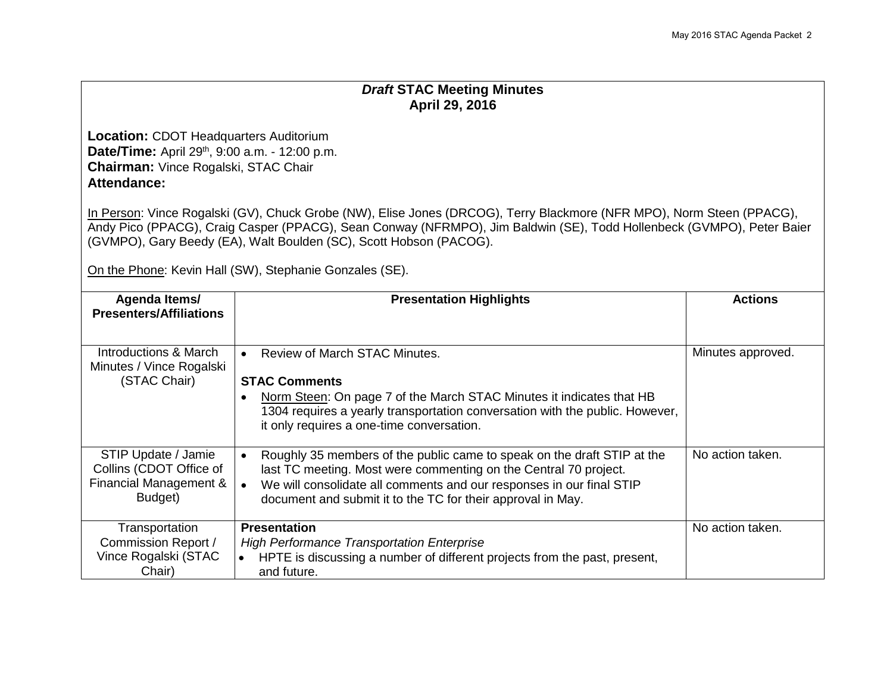# *Draft* STAC Meeting Minutes
## April 29, 2016

**Location:** CDOT Headquarters Auditorium
**Date/Time:** April 29th, 9:00 a.m. - 12:00 p.m.
**Chairman:** Vince Rogalski, STAC Chair
**Attendance:**

In Person: Vince Rogalski (GV), Chuck Grobe (NW), Elise Jones (DRCOG), Terry Blackmore (NFR MPO), Norm Steen (PPACG), Andy Pico (PPACG), Craig Casper (PPACG), Sean Conway (NFRMPO), Jim Baldwin (SE), Todd Hollenbeck (GVMPO), Peter Baier (GVMPO), Gary Beedy (EA), Walt Boulden (SC), Scott Hobson (PACOG).

On the Phone: Kevin Hall (SW), Stephanie Gonzales (SE).

| Agenda Items/ Presenters/Affiliations | Presentation Highlights | Actions |
|---|---|---|
| Introductions & March Minutes / Vince Rogalski (STAC Chair) | • Review of March STAC Minutes.<br><br>**STAC Comments**<br>• Norm Steen: On page 7 of the March STAC Minutes it indicates that HB 1304 requires a yearly transportation conversation with the public. However, it only requires a one-time conversation. | Minutes approved. |
| STIP Update / Jamie Collins (CDOT Office of Financial Management & Budget) | • Roughly 35 members of the public came to speak on the draft STIP at the last TC meeting. Most were commenting on the Central 70 project.<br>• We will consolidate all comments and our responses in our final STIP document and submit it to the TC for their approval in May. | No action taken. |
| Transportation Commission Report / Vince Rogalski (STAC Chair) | **Presentation**<br>*High Performance Transportation Enterprise*<br>• HPTE is discussing a number of different projects from the past, present, and future. | No action taken. |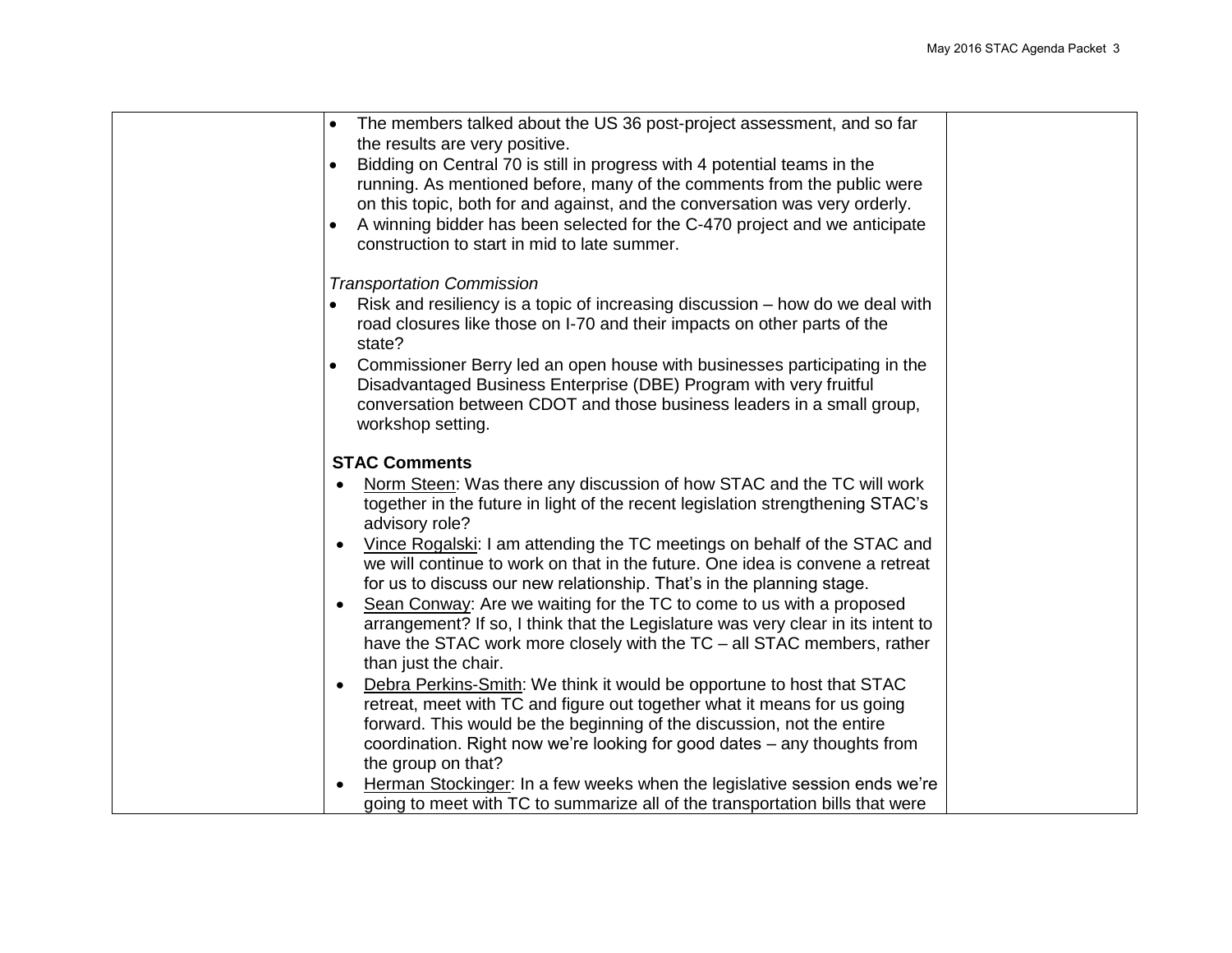| | | |
|---|---|---|
| | • The members talked about the US 36 post-project assessment, and so far the results are very positive.<br>• Bidding on Central 70 is still in progress with 4 potential teams in the running. As mentioned before, many of the comments from the public were on this topic, both for and against, and the conversation was very orderly.<br>• A winning bidder has been selected for the C-470 project and we anticipate construction to start in mid to late summer.<br><br>*Transportation Commission*<br>• Risk and resiliency is a topic of increasing discussion – how do we deal with road closures like those on I-70 and their impacts on other parts of the state?<br>• Commissioner Berry led an open house with businesses participating in the Disadvantaged Business Enterprise (DBE) Program with very fruitful conversation between CDOT and those business leaders in a small group, workshop setting.<br><br>**STAC Comments**<br>• <u>Norm Steen</u>: Was there any discussion of how STAC and the TC will work together in the future in light of the recent legislation strengthening STAC's advisory role?<br>• <u>Vince Rogalski</u>: I am attending the TC meetings on behalf of the STAC and we will continue to work on that in the future. One idea is convene a retreat for us to discuss our new relationship. That's in the planning stage.<br>• <u>Sean Conway</u>: Are we waiting for the TC to come to us with a proposed arrangement? If so, I think that the Legislature was very clear in its intent to have the STAC work more closely with the TC – all STAC members, rather than just the chair.<br>• <u>Debra Perkins-Smith</u>: We think it would be opportune to host that STAC retreat, meet with TC and figure out together what it means for us going forward. This would be the beginning of the discussion, not the entire coordination. Right now we're looking for good dates – any thoughts from the group on that?<br>• <u>Herman Stockinger</u>: In a few weeks when the legislative session ends we're going to meet with TC to summarize all of the transportation bills that were | |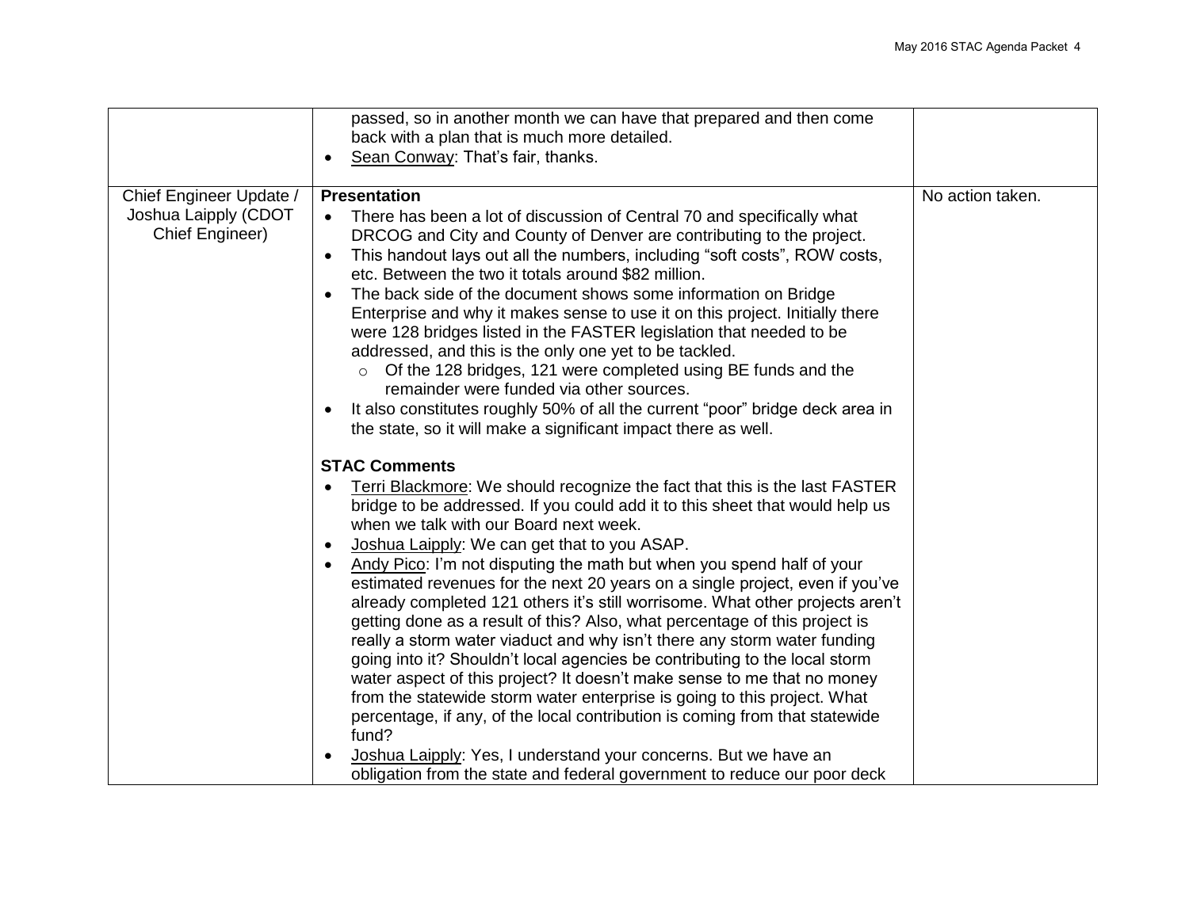| | | |
|---|---|---|
| | passed, so in another month we can have that prepared and then come back with a plan that is much more detailed.<br>• Sean Conway: That's fair, thanks. | |
| Chief Engineer Update / Joshua Laipply (CDOT Chief Engineer) | **Presentation**<br>• There has been a lot of discussion of Central 70 and specifically what DRCOG and City and County of Denver are contributing to the project.<br>• This handout lays out all the numbers, including "soft costs", ROW costs, etc. Between the two it totals around $82 million.<br>• The back side of the document shows some information on Bridge Enterprise and why it makes sense to use it on this project. Initially there were 128 bridges listed in the FASTER legislation that needed to be addressed, and this is the only one yet to be tackled.<br>  ◦ Of the 128 bridges, 121 were completed using BE funds and the remainder were funded via other sources.<br>• It also constitutes roughly 50% of all the current "poor" bridge deck area in the state, so it will make a significant impact there as well.<br><br>**STAC Comments**<br>• Terri Blackmore: We should recognize the fact that this is the last FASTER bridge to be addressed. If you could add it to this sheet that would help us when we talk with our Board next week.<br>• Joshua Laipply: We can get that to you ASAP.<br>• Andy Pico: I'm not disputing the math but when you spend half of your estimated revenues for the next 20 years on a single project, even if you've already completed 121 others it's still worrisome. What other projects aren't getting done as a result of this? Also, what percentage of this project is really a storm water viaduct and why isn't there any storm water funding going into it? Shouldn't local agencies be contributing to the local storm water aspect of this project? It doesn't make sense to me that no money from the statewide storm water enterprise is going to this project. What percentage, if any, of the local contribution is coming from that statewide fund?<br>• Joshua Laipply: Yes, I understand your concerns. But we have an obligation from the state and federal government to reduce our poor deck | No action taken. |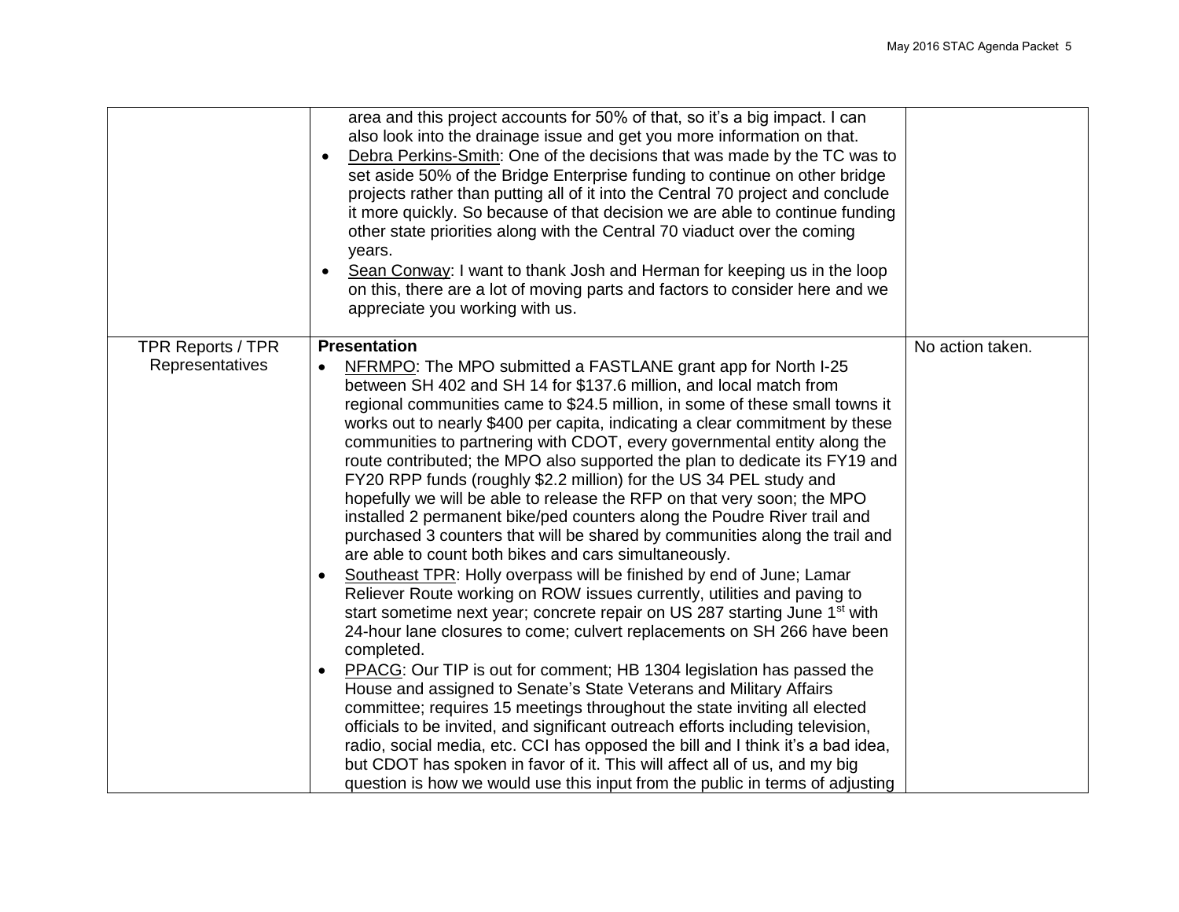| | | |
|---|---|---|
| | area and this project accounts for 50% of that, so it's a big impact. I can also look into the drainage issue and get you more information on that.<br>• Debra Perkins-Smith: One of the decisions that was made by the TC was to set aside 50% of the Bridge Enterprise funding to continue on other bridge projects rather than putting all of it into the Central 70 project and conclude it more quickly. So because of that decision we are able to continue funding other state priorities along with the Central 70 viaduct over the coming years.<br>• Sean Conway: I want to thank Josh and Herman for keeping us in the loop on this, there are a lot of moving parts and factors to consider here and we appreciate you working with us. | |
| TPR Reports / TPR Representatives | **Presentation**<br>• NFRMPO: The MPO submitted a FASTLANE grant app for North I-25 between SH 402 and SH 14 for $137.6 million, and local match from regional communities came to $24.5 million, in some of these small towns it works out to nearly $400 per capita, indicating a clear commitment by these communities to partnering with CDOT, every governmental entity along the route contributed; the MPO also supported the plan to dedicate its FY19 and FY20 RPP funds (roughly $2.2 million) for the US 34 PEL study and hopefully we will be able to release the RFP on that very soon; the MPO installed 2 permanent bike/ped counters along the Poudre River trail and purchased 3 counters that will be shared by communities along the trail and are able to count both bikes and cars simultaneously.<br>• Southeast TPR: Holly overpass will be finished by end of June; Lamar Reliever Route working on ROW issues currently, utilities and paving to start sometime next year; concrete repair on US 287 starting June 1st with 24-hour lane closures to come; culvert replacements on SH 266 have been completed.<br>• PPACG: Our TIP is out for comment; HB 1304 legislation has passed the House and assigned to Senate's State Veterans and Military Affairs committee; requires 15 meetings throughout the state inviting all elected officials to be invited, and significant outreach efforts including television, radio, social media, etc. CCI has opposed the bill and I think it's a bad idea, but CDOT has spoken in favor of it. This will affect all of us, and my big question is how we would use this input from the public in terms of adjusting | No action taken. |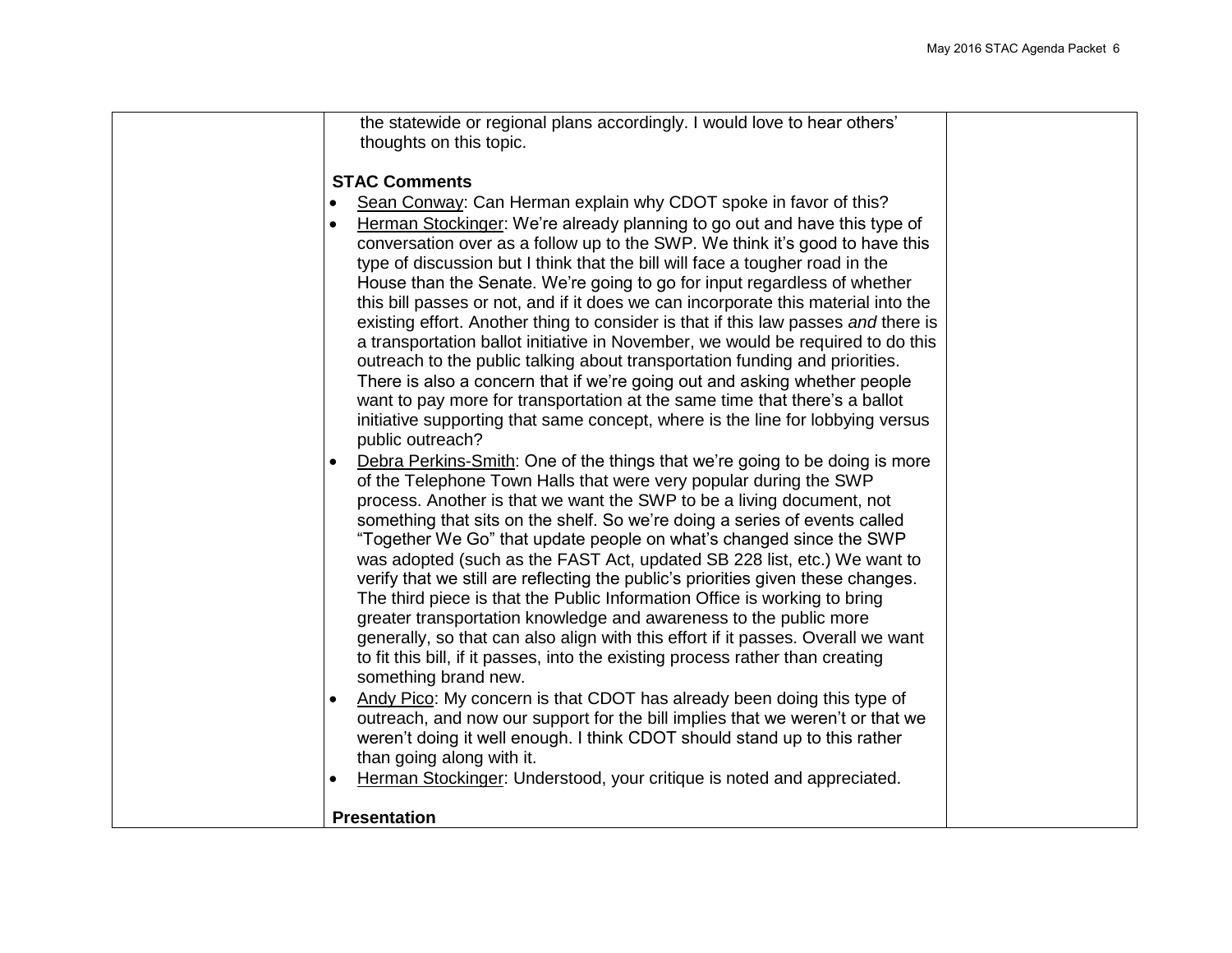| | the statewide or regional plans accordingly. I would love to hear others' thoughts on this topic.<br><br>**STAC Comments**<br>• <u>Sean Conway</u>: Can Herman explain why CDOT spoke in favor of this?<br>• <u>Herman Stockinger</u>: We're already planning to go out and have this type of conversation over as a follow up to the SWP. We think it's good to have this type of discussion but I think that the bill will face a tougher road in the House than the Senate. We're going to go for input regardless of whether this bill passes or not, and if it does we can incorporate this material into the existing effort. Another thing to consider is that if this law passes *and* there is a transportation ballot initiative in November, we would be required to do this outreach to the public talking about transportation funding and priorities. There is also a concern that if we're going out and asking whether people want to pay more for transportation at the same time that there's a ballot initiative supporting that same concept, where is the line for lobbying versus public outreach?<br>• <u>Debra Perkins-Smith</u>: One of the things that we're going to be doing is more of the Telephone Town Halls that were very popular during the SWP process. Another is that we want the SWP to be a living document, not something that sits on the shelf. So we're doing a series of events called "Together We Go" that update people on what's changed since the SWP was adopted (such as the FAST Act, updated SB 228 list, etc.) We want to verify that we still are reflecting the public's priorities given these changes. The third piece is that the Public Information Office is working to bring greater transportation knowledge and awareness to the public more generally, so that can also align with this effort if it passes. Overall we want to fit this bill, if it passes, into the existing process rather than creating something brand new.<br>• <u>Andy Pico</u>: My concern is that CDOT has already been doing this type of outreach, and now our support for the bill implies that we weren't or that we weren't doing it well enough. I think CDOT should stand up to this rather than going along with it.<br>• <u>Herman Stockinger</u>: Understood, your critique is noted and appreciated.<br><br>**Presentation** | |
|---|---|---|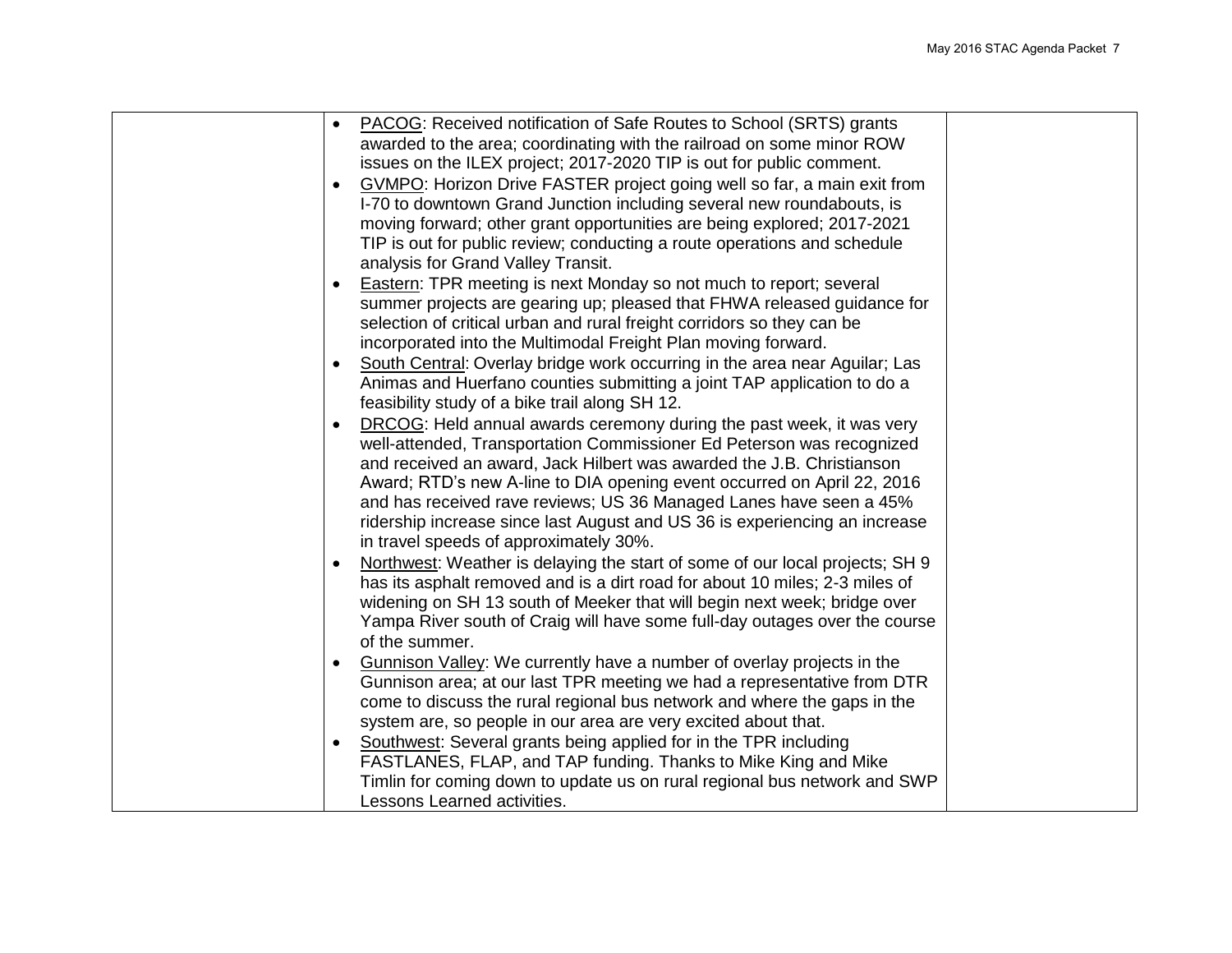|  |  |  |
| --- | --- | --- |
|  | • PACOG: Received notification of Safe Routes to School (SRTS) grants awarded to the area; coordinating with the railroad on some minor ROW issues on the ILEX project; 2017-2020 TIP is out for public comment.<br>• GVMPO: Horizon Drive FASTER project going well so far, a main exit from I-70 to downtown Grand Junction including several new roundabouts, is moving forward; other grant opportunities are being explored; 2017-2021 TIP is out for public review; conducting a route operations and schedule analysis for Grand Valley Transit.<br>• Eastern: TPR meeting is next Monday so not much to report; several summer projects are gearing up; pleased that FHWA released guidance for selection of critical urban and rural freight corridors so they can be incorporated into the Multimodal Freight Plan moving forward.<br>• South Central: Overlay bridge work occurring in the area near Aguilar; Las Animas and Huerfano counties submitting a joint TAP application to do a feasibility study of a bike trail along SH 12.<br>• DRCOG: Held annual awards ceremony during the past week, it was very well-attended, Transportation Commissioner Ed Peterson was recognized and received an award, Jack Hilbert was awarded the J.B. Christianson Award; RTD's new A-line to DIA opening event occurred on April 22, 2016 and has received rave reviews; US 36 Managed Lanes have seen a 45% ridership increase since last August and US 36 is experiencing an increase in travel speeds of approximately 30%.<br>• Northwest: Weather is delaying the start of some of our local projects; SH 9 has its asphalt removed and is a dirt road for about 10 miles; 2-3 miles of widening on SH 13 south of Meeker that will begin next week; bridge over Yampa River south of Craig will have some full-day outages over the course of the summer.<br>• Gunnison Valley: We currently have a number of overlay projects in the Gunnison area; at our last TPR meeting we had a representative from DTR come to discuss the rural regional bus network and where the gaps in the system are, so people in our area are very excited about that.<br>• Southwest: Several grants being applied for in the TPR including FASTLANES, FLAP, and TAP funding. Thanks to Mike King and Mike Timlin for coming down to update us on rural regional bus network and SWP Lessons Learned activities. |  |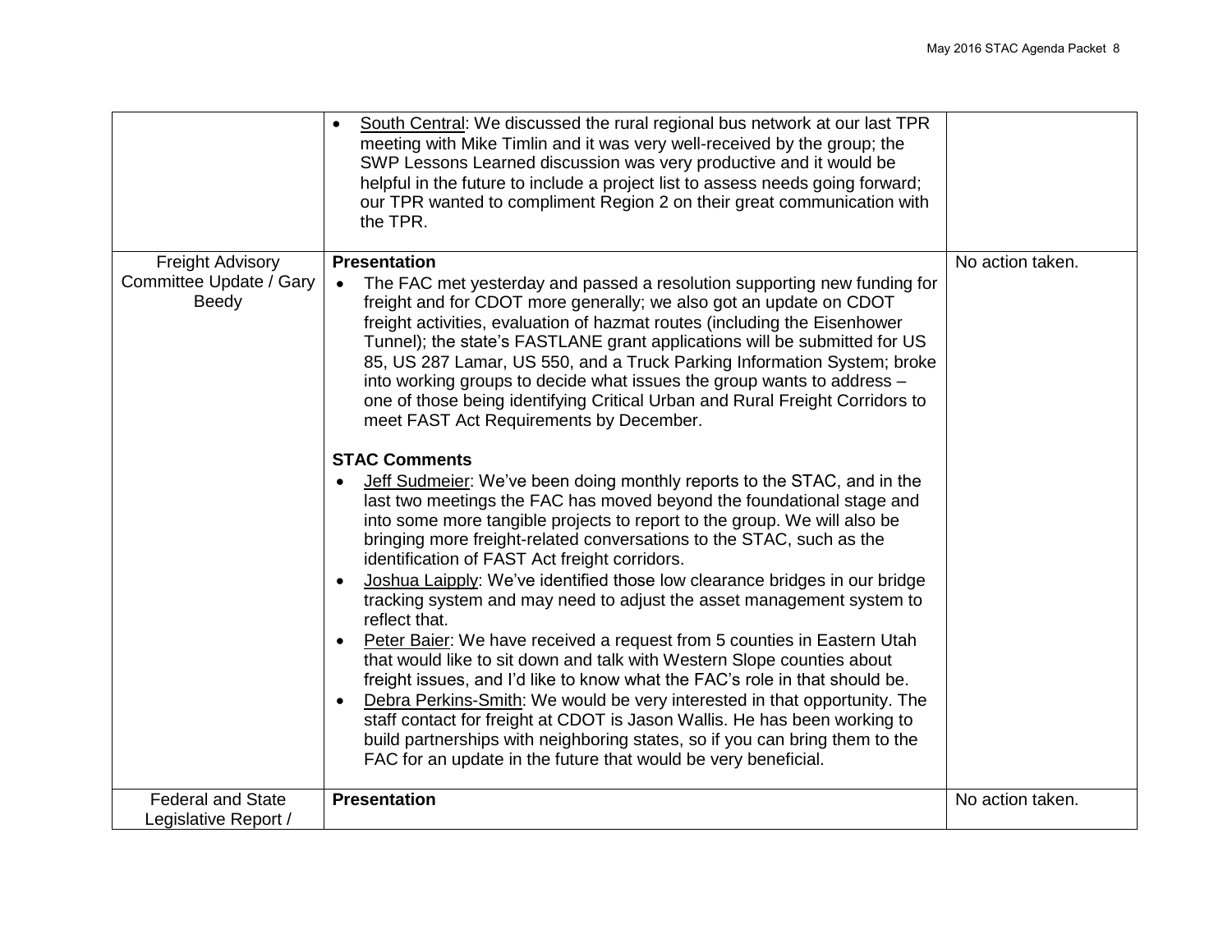| | | |
|---|---|---|
| | • South Central: We discussed the rural regional bus network at our last TPR meeting with Mike Timlin and it was very well-received by the group; the SWP Lessons Learned discussion was very productive and it would be helpful in the future to include a project list to assess needs going forward; our TPR wanted to compliment Region 2 on their great communication with the TPR. | |
| Freight Advisory Committee Update / Gary Beedy | **Presentation**<br>• The FAC met yesterday and passed a resolution supporting new funding for freight and for CDOT more generally; we also got an update on CDOT freight activities, evaluation of hazmat routes (including the Eisenhower Tunnel); the state's FASTLANE grant applications will be submitted for US 85, US 287 Lamar, US 550, and a Truck Parking Information System; broke into working groups to decide what issues the group wants to address – one of those being identifying Critical Urban and Rural Freight Corridors to meet FAST Act Requirements by December.<br><br>**STAC Comments**<br>• Jeff Sudmeier: We've been doing monthly reports to the STAC, and in the last two meetings the FAC has moved beyond the foundational stage and into some more tangible projects to report to the group. We will also be bringing more freight-related conversations to the STAC, such as the identification of FAST Act freight corridors.<br>• Joshua Laipply: We've identified those low clearance bridges in our bridge tracking system and may need to adjust the asset management system to reflect that.<br>• Peter Baier: We have received a request from 5 counties in Eastern Utah that would like to sit down and talk with Western Slope counties about freight issues, and I'd like to know what the FAC's role in that should be.<br>• Debra Perkins-Smith: We would be very interested in that opportunity. The staff contact for freight at CDOT is Jason Wallis. He has been working to build partnerships with neighboring states, so if you can bring them to the FAC for an update in the future that would be very beneficial. | No action taken. |
| Federal and State Legislative Report / | **Presentation** | No action taken. |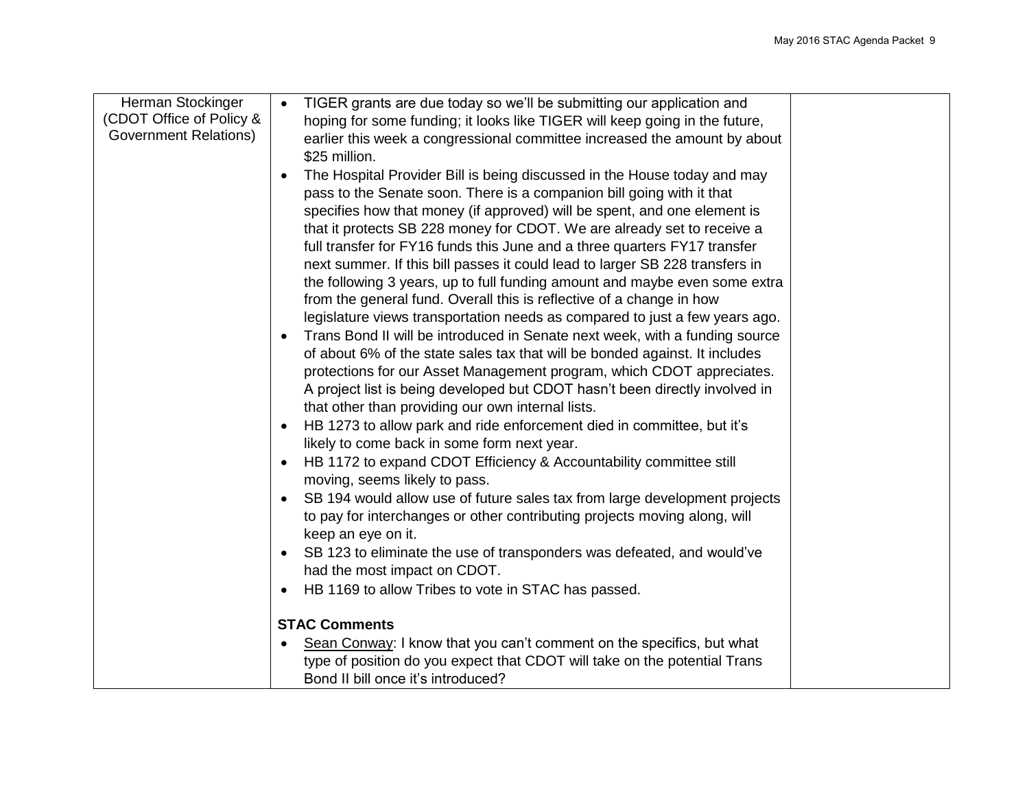| Herman Stockinger (CDOT Office of Policy & Government Relations) | <ul><li>TIGER grants are due today so we'll be submitting our application and hoping for some funding; it looks like TIGER will keep going in the future, earlier this week a congressional committee increased the amount by about $25 million.</li><li>The Hospital Provider Bill is being discussed in the House today and may pass to the Senate soon. There is a companion bill going with it that specifies how that money (if approved) will be spent, and one element is that it protects SB 228 money for CDOT. We are already set to receive a full transfer for FY16 funds this June and a three quarters FY17 transfer next summer. If this bill passes it could lead to larger SB 228 transfers in the following 3 years, up to full funding amount and maybe even some extra from the general fund. Overall this is reflective of a change in how legislature views transportation needs as compared to just a few years ago.</li><li>Trans Bond II will be introduced in Senate next week, with a funding source of about 6% of the state sales tax that will be bonded against. It includes protections for our Asset Management program, which CDOT appreciates. A project list is being developed but CDOT hasn't been directly involved in that other than providing our own internal lists.</li><li>HB 1273 to allow park and ride enforcement died in committee, but it's likely to come back in some form next year.</li><li>HB 1172 to expand CDOT Efficiency & Accountability committee still moving, seems likely to pass.</li><li>SB 194 would allow use of future sales tax from large development projects to pay for interchanges or other contributing projects moving along, will keep an eye on it.</li><li>SB 123 to eliminate the use of transponders was defeated, and would've had the most impact on CDOT.</li><li>HB 1169 to allow Tribes to vote in STAC has passed.</li></ul>**STAC Comments**<ul><li><u>Sean Conway</u>: I know that you can't comment on the specifics, but what type of position do you expect that CDOT will take on the potential Trans Bond II bill once it's introduced?</li></ul> | |
|---|---|---|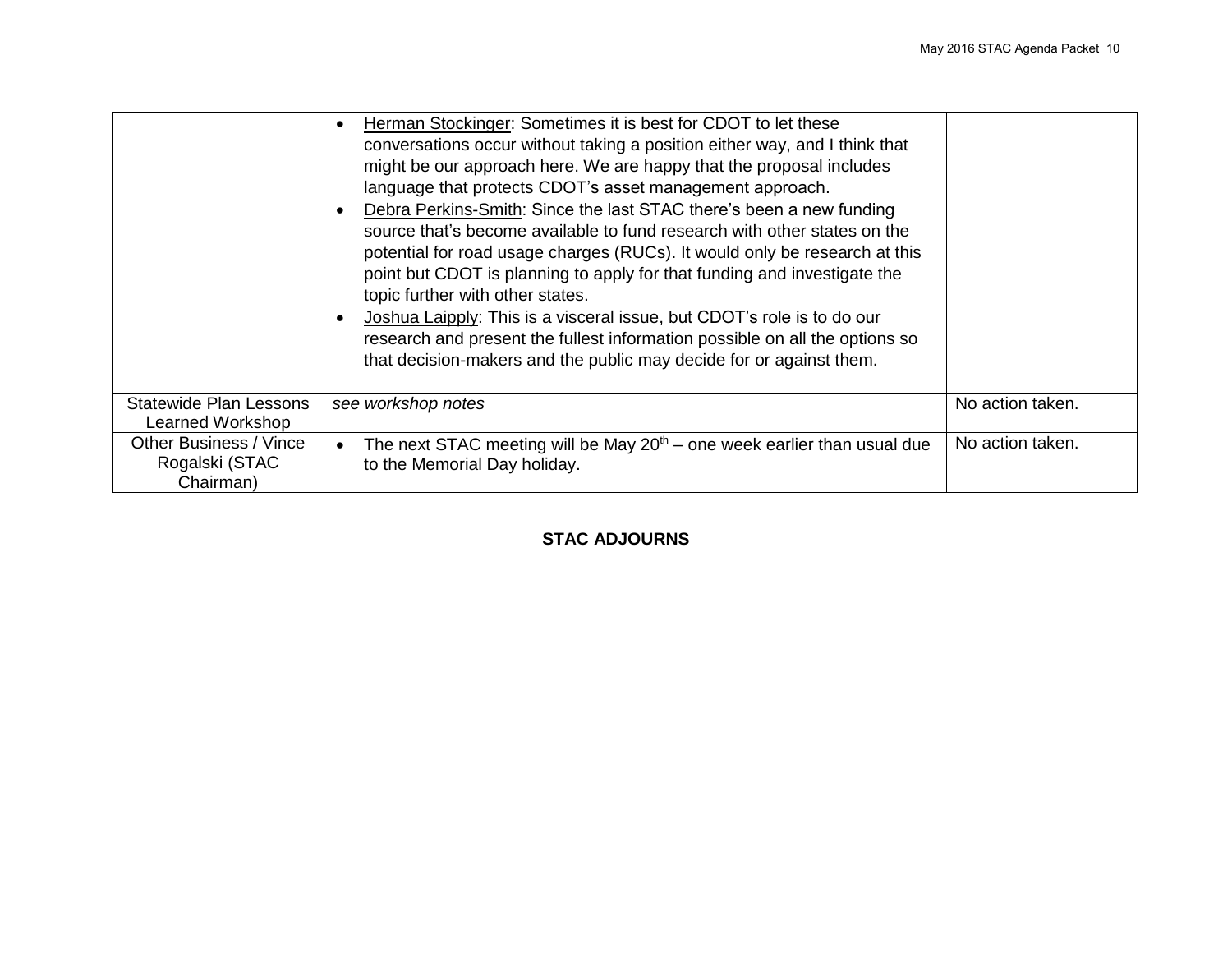| | | |
|---|---|---|
| | • Herman Stockinger: Sometimes it is best for CDOT to let these conversations occur without taking a position either way, and I think that might be our approach here. We are happy that the proposal includes language that protects CDOT's asset management approach.<br>• Debra Perkins-Smith: Since the last STAC there's been a new funding source that's become available to fund research with other states on the potential for road usage charges (RUCs). It would only be research at this point but CDOT is planning to apply for that funding and investigate the topic further with other states.<br>• Joshua Laipply: This is a visceral issue, but CDOT's role is to do our research and present the fullest information possible on all the options so that decision-makers and the public may decide for or against them. | |
| Statewide Plan Lessons Learned Workshop | *see workshop notes* | No action taken. |
| Other Business / Vince Rogalski (STAC Chairman) | • The next STAC meeting will be May 20th – one week earlier than usual due to the Memorial Day holiday. | No action taken. |

**STAC ADJOURNS**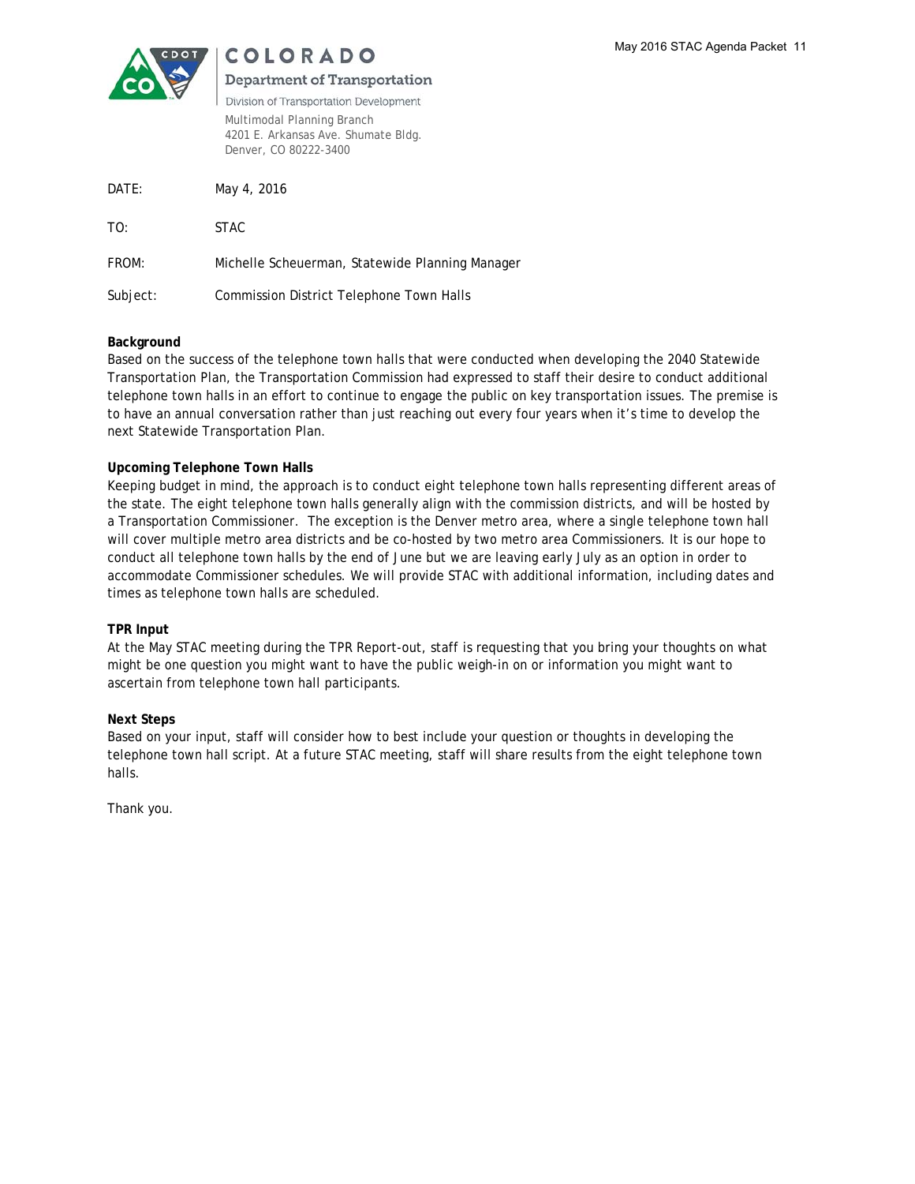**COLORADO**
**Department of Transportation**
Division of Transportation Development

Multimodal Planning Branch
4201 E. Arkansas Ave. Shumate Bldg.
Denver, CO 80222-3400

DATE: May 4, 2016

TO: STAC

FROM: Michelle Scheuerman, Statewide Planning Manager

Subject: Commission District Telephone Town Halls

**Background**
Based on the success of the telephone town halls that were conducted when developing the 2040 Statewide Transportation Plan, the Transportation Commission had expressed to staff their desire to conduct additional telephone town halls in an effort to continue to engage the public on key transportation issues. The premise is to have an annual conversation rather than just reaching out every four years when it's time to develop the next Statewide Transportation Plan.

**Upcoming Telephone Town Halls**
Keeping budget in mind, the approach is to conduct eight telephone town halls representing different areas of the state. The eight telephone town halls generally align with the commission districts, and will be hosted by a Transportation Commissioner. The exception is the Denver metro area, where a single telephone town hall will cover multiple metro area districts and be co-hosted by two metro area Commissioners. It is our hope to conduct all telephone town halls by the end of June but we are leaving early July as an option in order to accommodate Commissioner schedules. We will provide STAC with additional information, including dates and times as telephone town halls are scheduled.

**TPR Input**
At the May STAC meeting during the TPR Report-out, staff is requesting that you bring your thoughts on what might be one question you might want to have the public weigh-in on or information you might want to ascertain from telephone town hall participants.

**Next Steps**
Based on your input, staff will consider how to best include your question or thoughts in developing the telephone town hall script. At a future STAC meeting, staff will share results from the eight telephone town halls.

Thank you.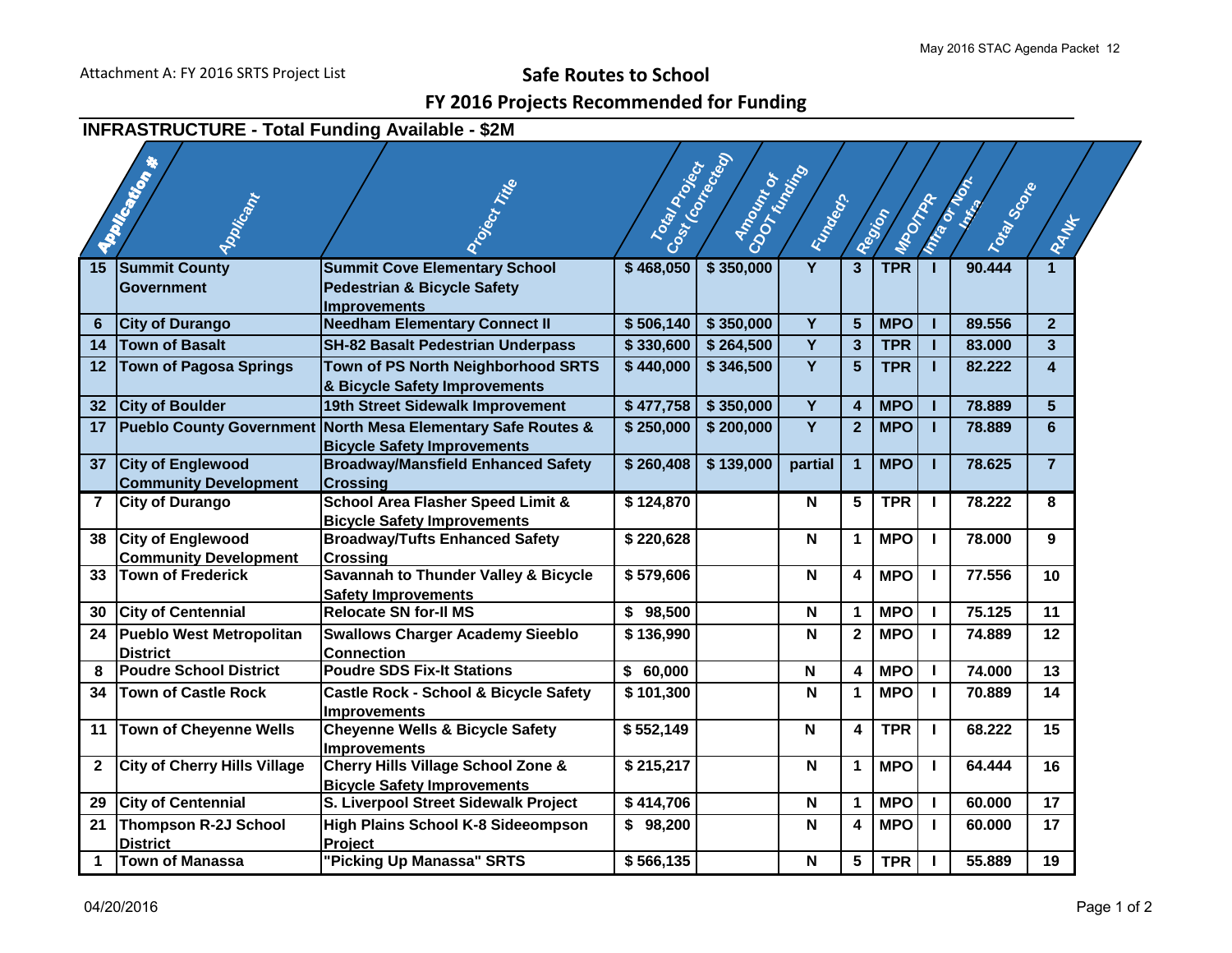Attachment A: FY 2016 SRTS Project List

# Safe Routes to School

## FY 2016 Projects Recommended for Funding

### INFRASTRUCTURE - Total Funding Available - $2M

| Application # | Applicant | Project Title | Total Project Cost (corrected) | Amount of CDOT funding | Funded? | Region | MPO/TPR | Infra or Non-Infra | Total Score | RANK |
|---|---|---|---|---|---|---|---|---|---|---|
| 15 | Summit County Government | Summit Cove Elementary School Pedestrian & Bicycle Safety Improvements | $ 468,050 | $ 350,000 | Y | 3 | TPR | I | 90.444 | 1 |
| 6 | City of Durango | Needham Elementary Connect II | $ 506,140 | $ 350,000 | Y | 5 | MPO | I | 89.556 | 2 |
| 14 | Town of Basalt | SH-82 Basalt Pedestrian Underpass | $ 330,600 | $ 264,500 | Y | 3 | TPR | I | 83.000 | 3 |
| 12 | Town of Pagosa Springs | Town of PS North Neighborhood SRTS & Bicycle Safety Improvements | $ 440,000 | $ 346,500 | Y | 5 | TPR | I | 82.222 | 4 |
| 32 | City of Boulder | 19th Street Sidewalk Improvement | $ 477,758 | $ 350,000 | Y | 4 | MPO | I | 78.889 | 5 |
| 17 | Pueblo County Government | North Mesa Elementary Safe Routes & Bicycle Safety Improvements | $ 250,000 | $ 200,000 | Y | 2 | MPO | I | 78.889 | 6 |
| 37 | City of Englewood Community Development | Broadway/Mansfield Enhanced Safety Crossing | $ 260,408 | $ 139,000 | partial | 1 | MPO | I | 78.625 | 7 |
| 7 | City of Durango | School Area Flasher Speed Limit & Bicycle Safety Improvements | $ 124,870 | | N | 5 | TPR | I | 78.222 | 8 |
| 38 | City of Englewood Community Development | Broadway/Tufts Enhanced Safety Crossing | $ 220,628 | | N | 1 | MPO | I | 78.000 | 9 |
| 33 | Town of Frederick | Savannah to Thunder Valley & Bicycle Safety Improvements | $ 579,606 | | N | 4 | MPO | I | 77.556 | 10 |
| 30 | City of Centennial | Relocate SN for-II MS | $ 98,500 | | N | 1 | MPO | I | 75.125 | 11 |
| 24 | Pueblo West Metropolitan District | Swallows Charger Academy Sieeblo Connection | $ 136,990 | | N | 2 | MPO | I | 74.889 | 12 |
| 8 | Poudre School District | Poudre SDS Fix-It Stations | $ 60,000 | | N | 4 | MPO | I | 74.000 | 13 |
| 34 | Town of Castle Rock | Castle Rock - School & Bicycle Safety Improvements | $ 101,300 | | N | 1 | MPO | I | 70.889 | 14 |
| 11 | Town of Cheyenne Wells | Cheyenne Wells & Bicycle Safety Improvements | $ 552,149 | | N | 4 | TPR | I | 68.222 | 15 |
| 2 | City of Cherry Hills Village | Cherry Hills Village School Zone & Bicycle Safety Improvements | $ 215,217 | | N | 1 | MPO | I | 64.444 | 16 |
| 29 | City of Centennial | S. Liverpool Street Sidewalk Project | $ 414,706 | | N | 1 | MPO | I | 60.000 | 17 |
| 21 | Thompson R-2J School District | High Plains School K-8 Sideeompson Project | $ 98,200 | | N | 4 | MPO | I | 60.000 | 17 |
| 1 | Town of Manassa | "Picking Up Manassa" SRTS | $ 566,135 | | N | 5 | TPR | I | 55.889 | 19 |

04/20/2016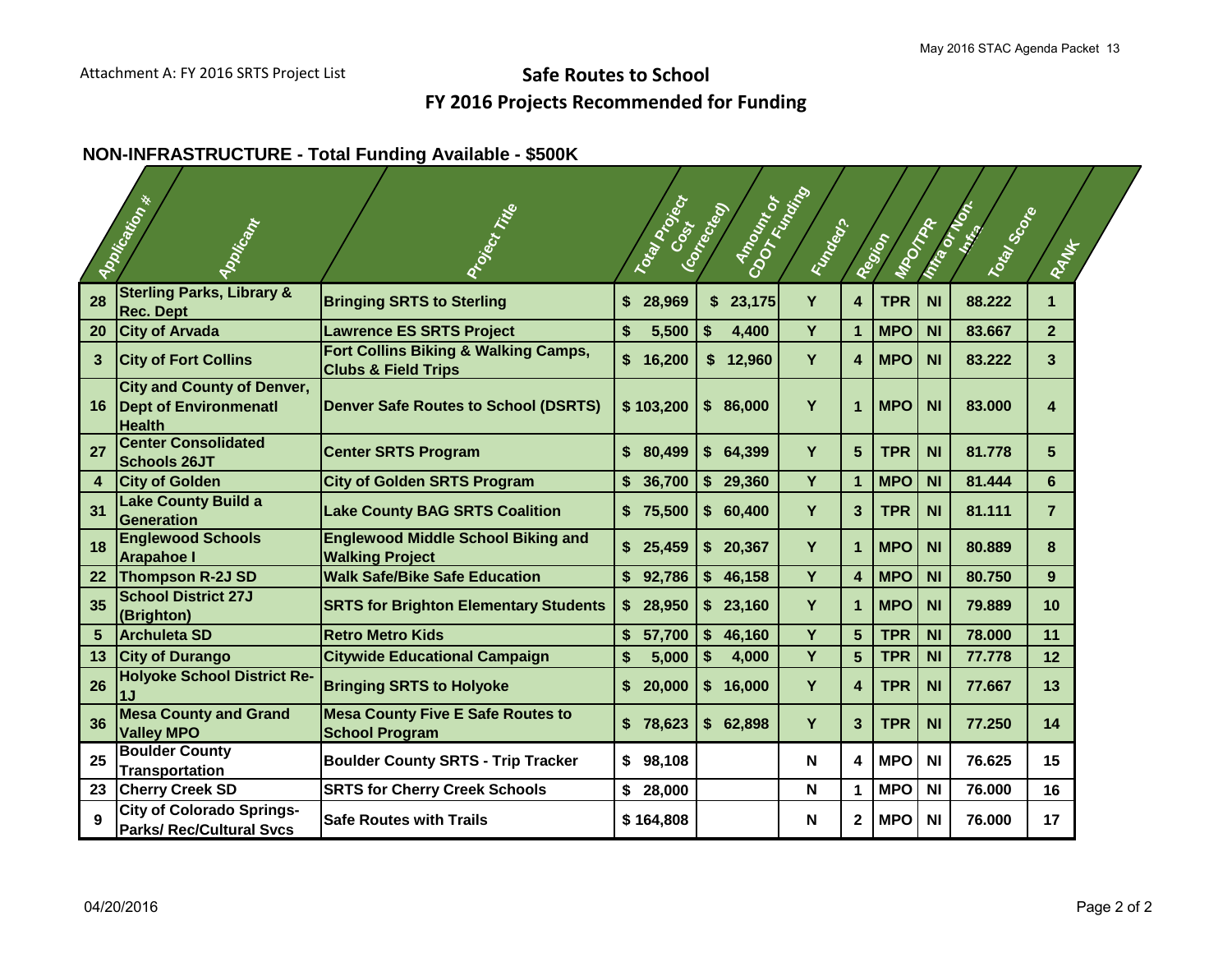Attachment A: FY 2016 SRTS Project List

# Safe Routes to School

## FY 2016 Projects Recommended for Funding

### NON-INFRASTRUCTURE - Total Funding Available - $500K

| Application # | Applicant | Project Title | Total Project Cost (corrected) | Amount of CDOT Funding | Funded? | Region | MPO/TPR | Infra or Non-Infra | Total Score | RANK |
|---|---|---|---|---|---|---|---|---|---|---|
| 28 | Sterling Parks, Library & Rec. Dept | Bringing SRTS to Sterling | $ 28,969 | $ 23,175 | Y | 4 | TPR | NI | 88.222 | 1 |
| 20 | City of Arvada | Lawrence ES SRTS Project | $ 5,500 | $ 4,400 | Y | 1 | MPO | NI | 83.667 | 2 |
| 3 | City of Fort Collins | Fort Collins Biking & Walking Camps, Clubs & Field Trips | $ 16,200 | $ 12,960 | Y | 4 | MPO | NI | 83.222 | 3 |
| 16 | City and County of Denver, Dept of Environmenatl Health | Denver Safe Routes to School (DSRTS) | $ 103,200 | $ 86,000 | Y | 1 | MPO | NI | 83.000 | 4 |
| 27 | Center Consolidated Schools 26JT | Center SRTS Program | $ 80,499 | $ 64,399 | Y | 5 | TPR | NI | 81.778 | 5 |
| 4 | City of Golden | City of Golden SRTS Program | $ 36,700 | $ 29,360 | Y | 1 | MPO | NI | 81.444 | 6 |
| 31 | Lake County Build a Generation | Lake County BAG SRTS Coalition | $ 75,500 | $ 60,400 | Y | 3 | TPR | NI | 81.111 | 7 |
| 18 | Englewood Schools Arapahoe I | Englewood Middle School Biking and Walking Project | $ 25,459 | $ 20,367 | Y | 1 | MPO | NI | 80.889 | 8 |
| 22 | Thompson R-2J SD | Walk Safe/Bike Safe Education | $ 92,786 | $ 46,158 | Y | 4 | MPO | NI | 80.750 | 9 |
| 35 | School District 27J (Brighton) | SRTS for Brighton Elementary Students | $ 28,950 | $ 23,160 | Y | 1 | MPO | NI | 79.889 | 10 |
| 5 | Archuleta SD | Retro Metro Kids | $ 57,700 | $ 46,160 | Y | 5 | TPR | NI | 78.000 | 11 |
| 13 | City of Durango | Citywide Educational Campaign | $ 5,000 | $ 4,000 | Y | 5 | TPR | NI | 77.778 | 12 |
| 26 | Holyoke School District Re-1J | Bringing SRTS to Holyoke | $ 20,000 | $ 16,000 | Y | 4 | TPR | NI | 77.667 | 13 |
| 36 | Mesa County and Grand Valley MPO | Mesa County Five E Safe Routes to School Program | $ 78,623 | $ 62,898 | Y | 3 | TPR | NI | 77.250 | 14 |
| 25 | Boulder County Transportation | Boulder County SRTS - Trip Tracker | $ 98,108 | | N | 4 | MPO | NI | 76.625 | 15 |
| 23 | Cherry Creek SD | SRTS for Cherry Creek Schools | $ 28,000 | | N | 1 | MPO | NI | 76.000 | 16 |
| 9 | City of Colorado Springs-Parks/ Rec/Cultural Svcs | Safe Routes with Trails | $ 164,808 | | N | 2 | MPO | NI | 76.000 | 17 |